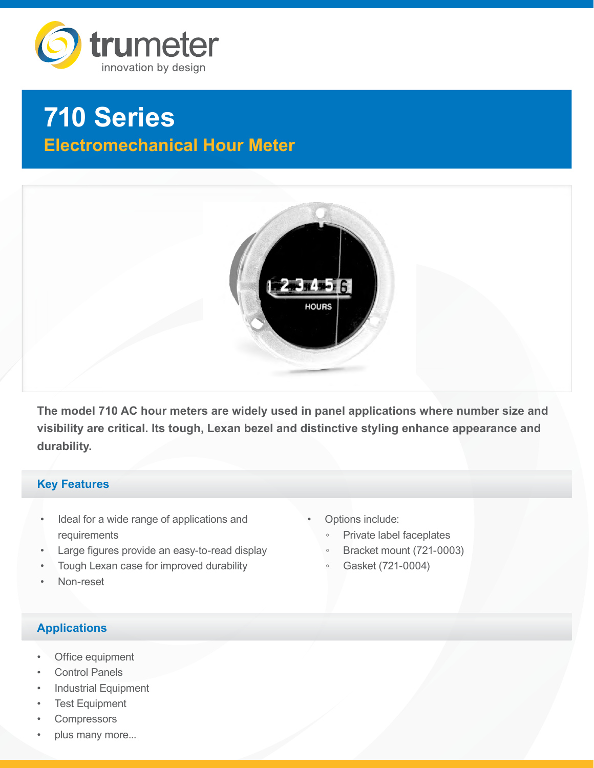trumeter

innovation by design

# 710 Series

## Electromechanical Hour Meter

**The model 710 AC hour meters are widely used in panel applications where number size and visibility are critical. Its tough, Lexan bezel and distinctive styling enhance appearance and durability.**

### Key Features

- Ideal for a wide range of applications and requirements
- Large figures provide an easy-to-read display
- Tough Lexan case for improved durability
- Non-reset
- Options include:
  - Private label faceplates
  - Bracket mount (721-0003)
  - Gasket (721-0004)

### Applications

- Office equipment
- Control Panels
- Industrial Equipment
- Test Equipment
- Compressors
- plus many more...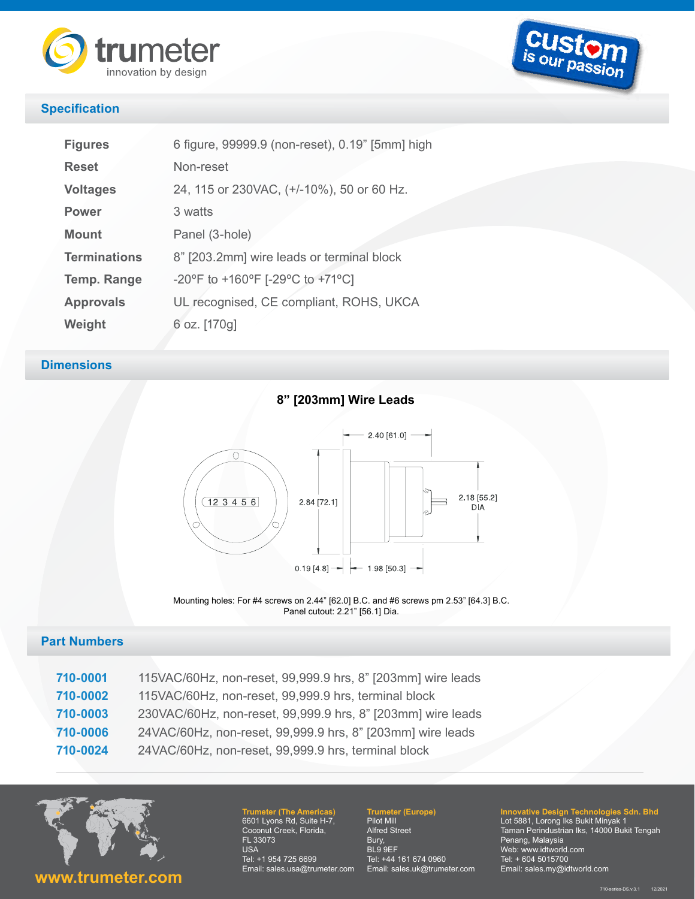trumeter
innovation by design

custom is our passion

## Specification

| | |
|---|---|
| **Figures** | 6 figure, 99999.9 (non-reset), 0.19" [5mm] high |
| **Reset** | Non-reset |
| **Voltages** | 24, 115 or 230VAC, (+/-10%), 50 or 60 Hz. |
| **Power** | 3 watts |
| **Mount** | Panel (3-hole) |
| **Terminations** | 8" [203.2mm] wire leads or terminal block |
| **Temp. Range** | -20ºF to +160ºF [-29ºC to +71ºC] |
| **Approvals** | UL recognised, CE compliant, ROHS, UKCA |
| **Weight** | 6 oz. [170g] |

## Dimensions

**8" [203mm] Wire Leads**

12 3 4 5 6

2.40 [61.0]

2.84 [72.1]

2.18 [55.2] DIA

0.19 [4.8]

1.98 [50.3]

Mounting holes: For #4 screws on 2.44" [62.0] B.C. and #6 screws pm 2.53" [64.3] B.C.
Panel cutout: 2.21" [56.1] Dia.

## Part Numbers

| | |
|---|---|
| **710-0001** | 115VAC/60Hz, non-reset, 99,999.9 hrs, 8" [203mm] wire leads |
| **710-0002** | 115VAC/60Hz, non-reset, 99,999.9 hrs, terminal block |
| **710-0003** | 230VAC/60Hz, non-reset, 99,999.9 hrs, 8" [203mm] wire leads |
| **710-0006** | 24VAC/60Hz, non-reset, 99,999.9 hrs, 8" [203mm] wire leads |
| **710-0024** | 24VAC/60Hz, non-reset, 99,999.9 hrs, terminal block |

www.trumeter.com

**Trumeter (The Americas)**
6601 Lyons Rd, Suite H-7,
Coconut Creek, Florida,
FL 33073
USA
Tel: +1 954 725 6699
Email: sales.usa@trumeter.com

**Trumeter (Europe)**
Pilot Mill
Alfred Street
Bury,
BL9 9EF
Tel: +44 161 674 0960
Email: sales.uk@trumeter.com

**Innovative Design Technologies Sdn. Bhd**
Lot 5881, Lorong Iks Bukit Minyak 1
Taman Perindustrian Iks, 14000 Bukit Tengah
Penang, Malaysia
Web: www.idtworld.com
Tel: + 604 5015700
Email: sales.my@idtworld.com

710-series-DS.v.3.1 12/2021